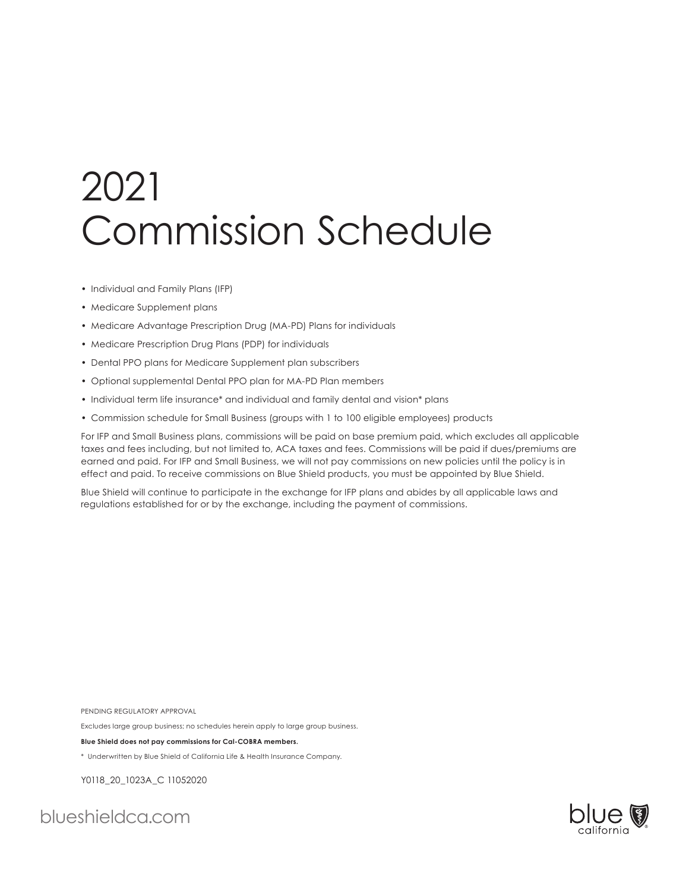# 2021 Commission Schedule

- Individual and Family Plans (IFP)
- Medicare Supplement plans
- Medicare Advantage Prescription Drug (MA-PD) Plans for individuals
- Medicare Prescription Drug Plans (PDP) for individuals
- Dental PPO plans for Medicare Supplement plan subscribers
- Optional supplemental Dental PPO plan for MA-PD Plan members
- Individual term life insurance* and individual and family dental and vision* plans
- Commission schedule for Small Business (groups with 1 to 100 eligible employees) products

For IFP and Small Business plans, commissions will be paid on base premium paid, which excludes all applicable taxes and fees including, but not limited to, ACA taxes and fees. Commissions will be paid if dues/premiums are earned and paid. For IFP and Small Business, we will not pay commissions on new policies until the policy is in effect and paid. To receive commissions on Blue Shield products, you must be appointed by Blue Shield.

Blue Shield will continue to participate in the exchange for IFP plans and abides by all applicable laws and regulations established for or by the exchange, including the payment of commissions.

PENDING REGULATORY APPROVAL

Excludes large group business; no schedules herein apply to large group business.

**Blue Shield does not pay commissions for Cal-COBRA members.**

* Underwritten by Blue Shield of California Life & Health Insurance Company.

Y0118_20_1023A_C 11052020

blueshieldca.com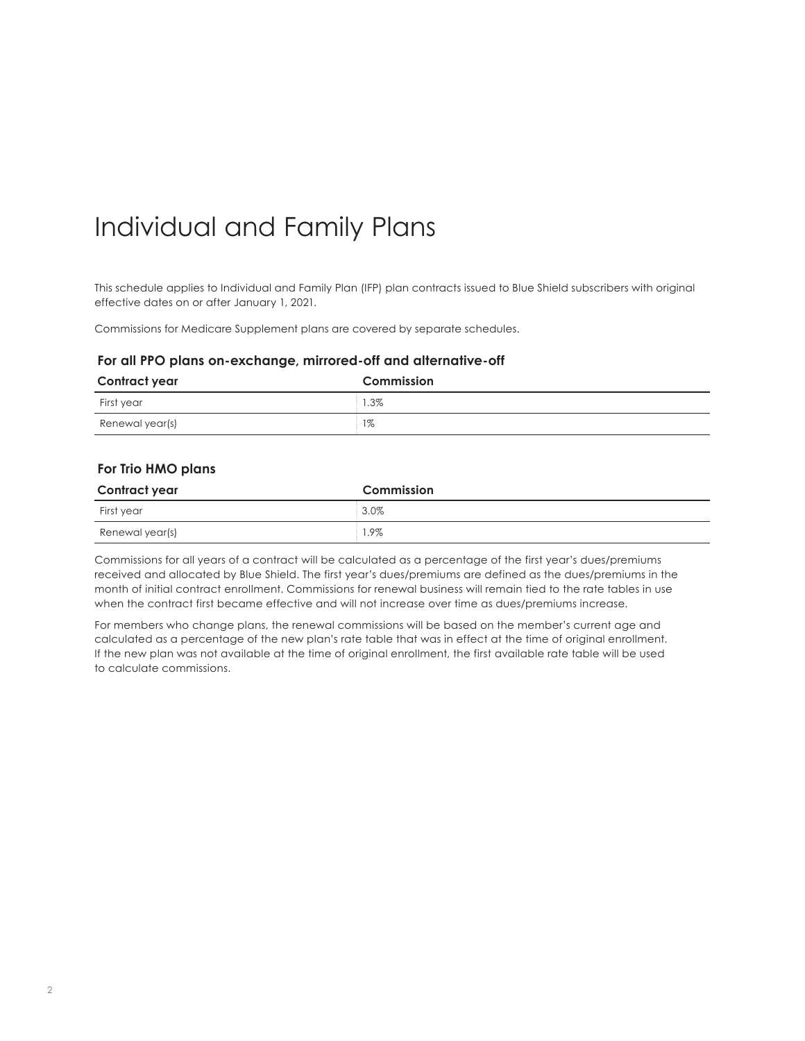# Individual and Family Plans

This schedule applies to Individual and Family Plan (IFP) plan contracts issued to Blue Shield subscribers with original effective dates on or after January 1, 2021.

Commissions for Medicare Supplement plans are covered by separate schedules.

### For all PPO plans on-exchange, mirrored-off and alternative-off

| Contract year | Commission |
| --- | --- |
| First year | 1.3% |
| Renewal year(s) | 1% |

### For Trio HMO plans

| Contract year | Commission |
| --- | --- |
| First year | 3.0% |
| Renewal year(s) | 1.9% |

Commissions for all years of a contract will be calculated as a percentage of the first year's dues/premiums received and allocated by Blue Shield. The first year's dues/premiums are defined as the dues/premiums in the month of initial contract enrollment. Commissions for renewal business will remain tied to the rate tables in use when the contract first became effective and will not increase over time as dues/premiums increase.

For members who change plans, the renewal commissions will be based on the member's current age and calculated as a percentage of the new plan's rate table that was in effect at the time of original enrollment. If the new plan was not available at the time of original enrollment, the first available rate table will be used to calculate commissions.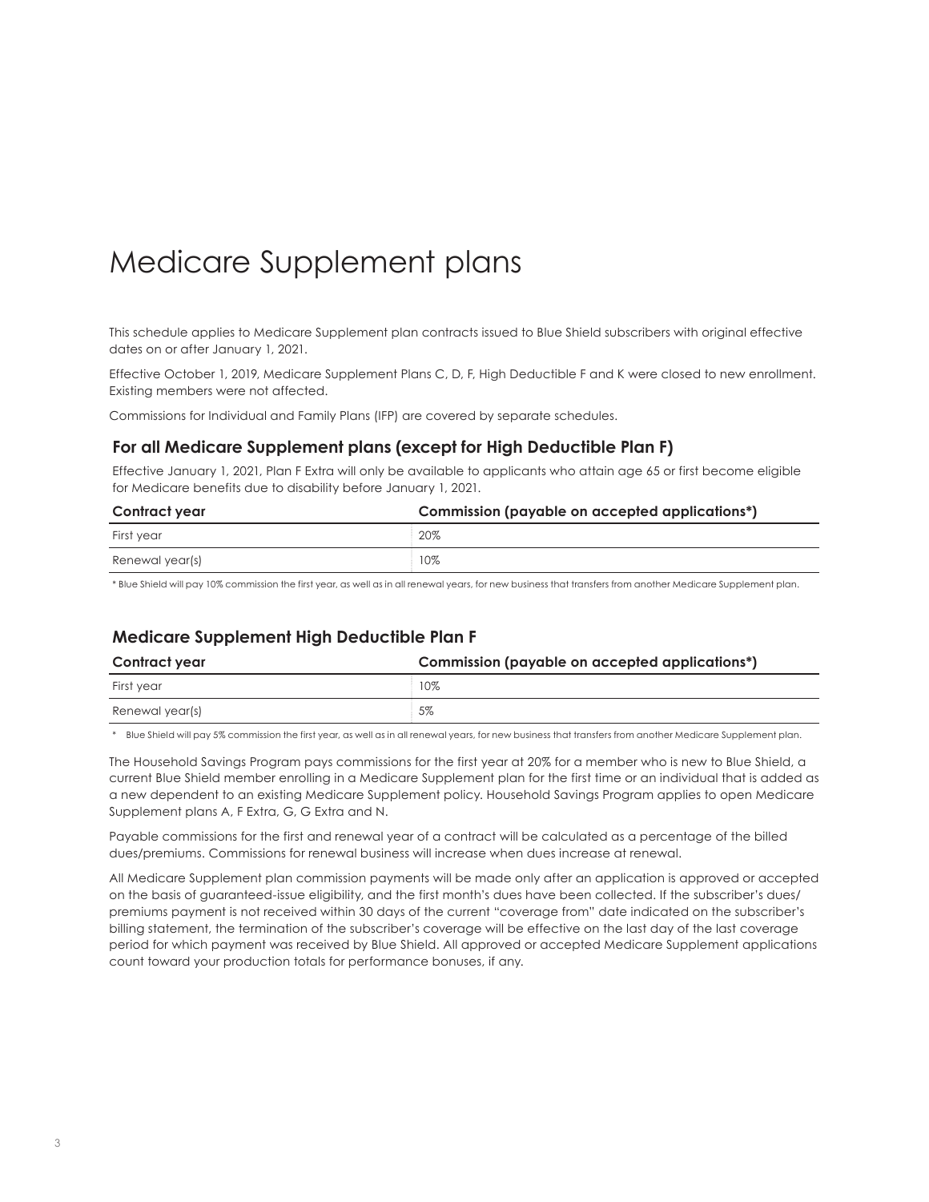# Medicare Supplement plans

This schedule applies to Medicare Supplement plan contracts issued to Blue Shield subscribers with original effective dates on or after January 1, 2021.

Effective October 1, 2019, Medicare Supplement Plans C, D, F, High Deductible F and K were closed to new enrollment. Existing members were not affected.

Commissions for Individual and Family Plans (IFP) are covered by separate schedules.

## For all Medicare Supplement plans (except for High Deductible Plan F)

Effective January 1, 2021, Plan F Extra will only be available to applicants who attain age 65 or first become eligible for Medicare benefits due to disability before January 1, 2021.

| Contract year | Commission (payable on accepted applications*) |
|---|---|
| First year | 20% |
| Renewal year(s) | 10% |

* Blue Shield will pay 10% commission the first year, as well as in all renewal years, for new business that transfers from another Medicare Supplement plan.

## Medicare Supplement High Deductible Plan F

| Contract year | Commission (payable on accepted applications*) |
|---|---|
| First year | 10% |
| Renewal year(s) | 5% |

* Blue Shield will pay 5% commission the first year, as well as in all renewal years, for new business that transfers from another Medicare Supplement plan.

The Household Savings Program pays commissions for the first year at 20% for a member who is new to Blue Shield, a current Blue Shield member enrolling in a Medicare Supplement plan for the first time or an individual that is added as a new dependent to an existing Medicare Supplement policy. Household Savings Program applies to open Medicare Supplement plans A, F Extra, G, G Extra and N.

Payable commissions for the first and renewal year of a contract will be calculated as a percentage of the billed dues/premiums. Commissions for renewal business will increase when dues increase at renewal.

All Medicare Supplement plan commission payments will be made only after an application is approved or accepted on the basis of guaranteed-issue eligibility, and the first month's dues have been collected. If the subscriber's dues/premiums payment is not received within 30 days of the current "coverage from" date indicated on the subscriber's billing statement, the termination of the subscriber's coverage will be effective on the last day of the last coverage period for which payment was received by Blue Shield. All approved or accepted Medicare Supplement applications count toward your production totals for performance bonuses, if any.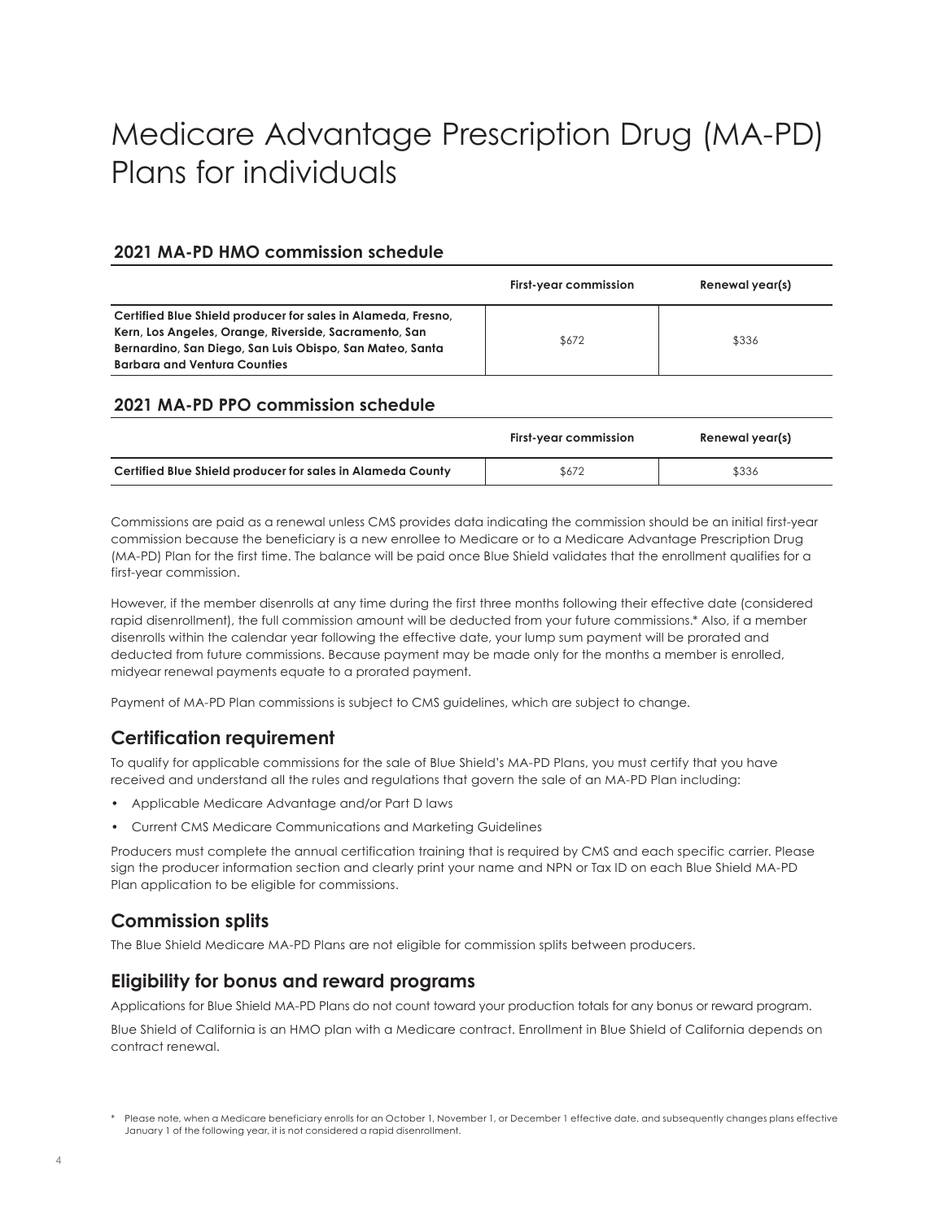# Medicare Advantage Prescription Drug (MA-PD) Plans for individuals

### 2021 MA-PD HMO commission schedule

| | First-year commission | Renewal year(s) |
|---|---|---|
| **Certified Blue Shield producer for sales in Alameda, Fresno, Kern, Los Angeles, Orange, Riverside, Sacramento, San Bernardino, San Diego, San Luis Obispo, San Mateo, Santa Barbara and Ventura Counties** | $672 | $336 |

### 2021 MA-PD PPO commission schedule

| | First-year commission | Renewal year(s) |
|---|---|---|
| **Certified Blue Shield producer for sales in Alameda County** | $672 | $336 |

Commissions are paid as a renewal unless CMS provides data indicating the commission should be an initial first-year commission because the beneficiary is a new enrollee to Medicare or to a Medicare Advantage Prescription Drug (MA-PD) Plan for the first time. The balance will be paid once Blue Shield validates that the enrollment qualifies for a first-year commission.

However, if the member disenrolls at any time during the first three months following their effective date (considered rapid disenrollment), the full commission amount will be deducted from your future commissions.* Also, if a member disenrolls within the calendar year following the effective date, your lump sum payment will be prorated and deducted from future commissions. Because payment may be made only for the months a member is enrolled, midyear renewal payments equate to a prorated payment.

Payment of MA-PD Plan commissions is subject to CMS guidelines, which are subject to change.

## Certification requirement

To qualify for applicable commissions for the sale of Blue Shield's MA-PD Plans, you must certify that you have received and understand all the rules and regulations that govern the sale of an MA-PD Plan including:

- Applicable Medicare Advantage and/or Part D laws
- Current CMS Medicare Communications and Marketing Guidelines

Producers must complete the annual certification training that is required by CMS and each specific carrier. Please sign the producer information section and clearly print your name and NPN or Tax ID on each Blue Shield MA-PD Plan application to be eligible for commissions.

## Commission splits

The Blue Shield Medicare MA-PD Plans are not eligible for commission splits between producers.

## Eligibility for bonus and reward programs

Applications for Blue Shield MA-PD Plans do not count toward your production totals for any bonus or reward program.

Blue Shield of California is an HMO plan with a Medicare contract. Enrollment in Blue Shield of California depends on contract renewal.

\* Please note, when a Medicare beneficiary enrolls for an October 1, November 1, or December 1 effective date, and subsequently changes plans effective January 1 of the following year, it is not considered a rapid disenrollment.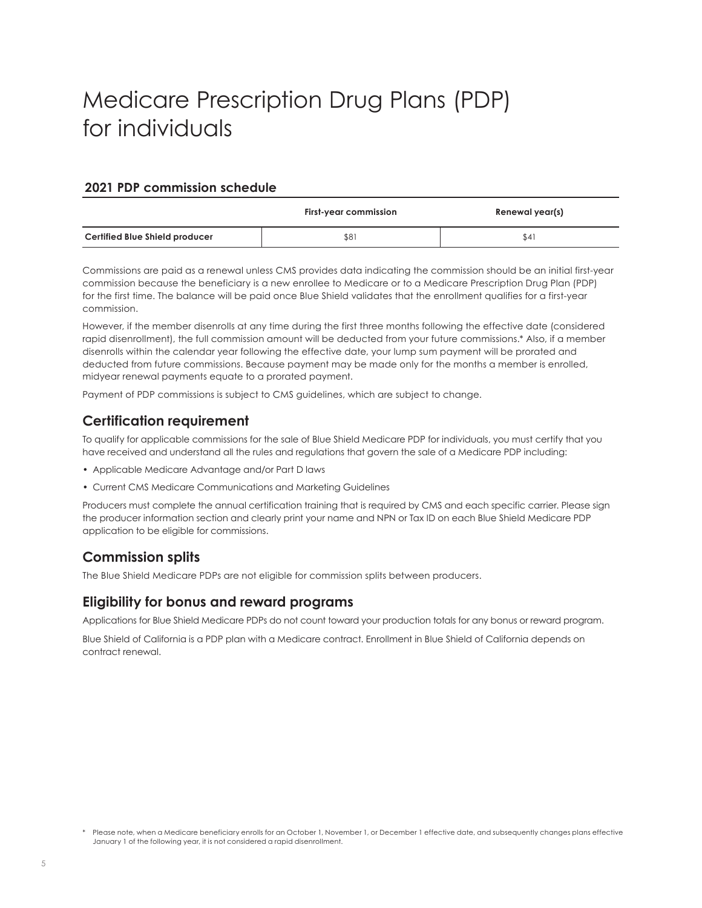# Medicare Prescription Drug Plans (PDP) for individuals

### 2021 PDP commission schedule

| | First-year commission | Renewal year(s) |
| --- | --- | --- |
| **Certified Blue Shield producer** | $81 | $41 |

Commissions are paid as a renewal unless CMS provides data indicating the commission should be an initial first-year commission because the beneficiary is a new enrollee to Medicare or to a Medicare Prescription Drug Plan (PDP) for the first time. The balance will be paid once Blue Shield validates that the enrollment qualifies for a first-year commission.

However, if the member disenrolls at any time during the first three months following the effective date (considered rapid disenrollment), the full commission amount will be deducted from your future commissions.* Also, if a member disenrolls within the calendar year following the effective date, your lump sum payment will be prorated and deducted from future commissions. Because payment may be made only for the months a member is enrolled, midyear renewal payments equate to a prorated payment.

Payment of PDP commissions is subject to CMS guidelines, which are subject to change.

## Certification requirement

To qualify for applicable commissions for the sale of Blue Shield Medicare PDP for individuals, you must certify that you have received and understand all the rules and regulations that govern the sale of a Medicare PDP including:

- Applicable Medicare Advantage and/or Part D laws
- Current CMS Medicare Communications and Marketing Guidelines

Producers must complete the annual certification training that is required by CMS and each specific carrier. Please sign the producer information section and clearly print your name and NPN or Tax ID on each Blue Shield Medicare PDP application to be eligible for commissions.

## Commission splits

The Blue Shield Medicare PDPs are not eligible for commission splits between producers.

## Eligibility for bonus and reward programs

Applications for Blue Shield Medicare PDPs do not count toward your production totals for any bonus or reward program.

Blue Shield of California is a PDP plan with a Medicare contract. Enrollment in Blue Shield of California depends on contract renewal.

\* Please note, when a Medicare beneficiary enrolls for an October 1, November 1, or December 1 effective date, and subsequently changes plans effective January 1 of the following year, it is not considered a rapid disenrollment.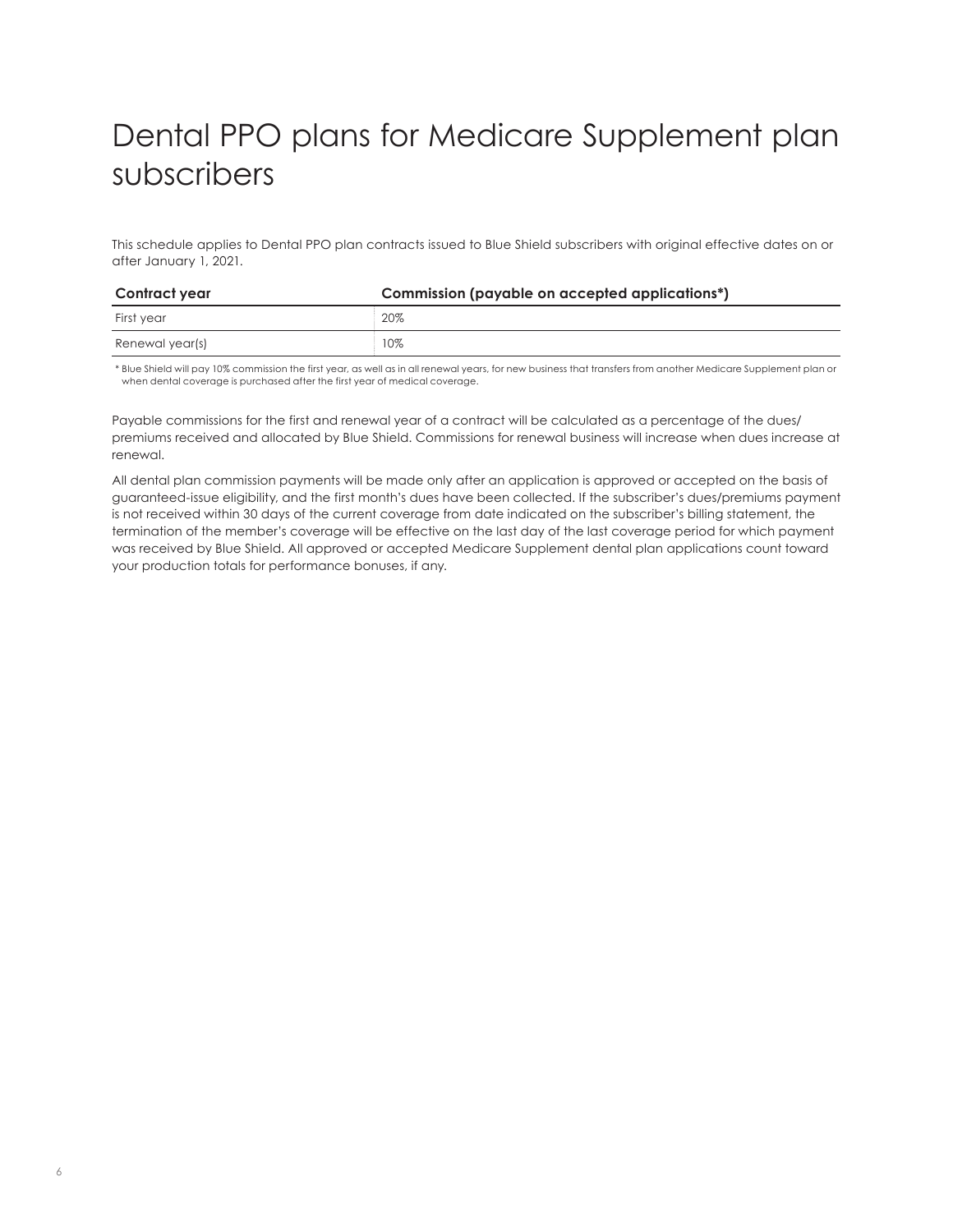# Dental PPO plans for Medicare Supplement plan subscribers

This schedule applies to Dental PPO plan contracts issued to Blue Shield subscribers with original effective dates on or after January 1, 2021.

| Contract year | Commission (payable on accepted applications*) |
|---|---|
| First year | 20% |
| Renewal year(s) | 10% |

* Blue Shield will pay 10% commission the first year, as well as in all renewal years, for new business that transfers from another Medicare Supplement plan or when dental coverage is purchased after the first year of medical coverage.

Payable commissions for the first and renewal year of a contract will be calculated as a percentage of the dues/premiums received and allocated by Blue Shield. Commissions for renewal business will increase when dues increase at renewal.

All dental plan commission payments will be made only after an application is approved or accepted on the basis of guaranteed-issue eligibility, and the first month's dues have been collected. If the subscriber's dues/premiums payment is not received within 30 days of the current coverage from date indicated on the subscriber's billing statement, the termination of the member's coverage will be effective on the last day of the last coverage period for which payment was received by Blue Shield. All approved or accepted Medicare Supplement dental plan applications count toward your production totals for performance bonuses, if any.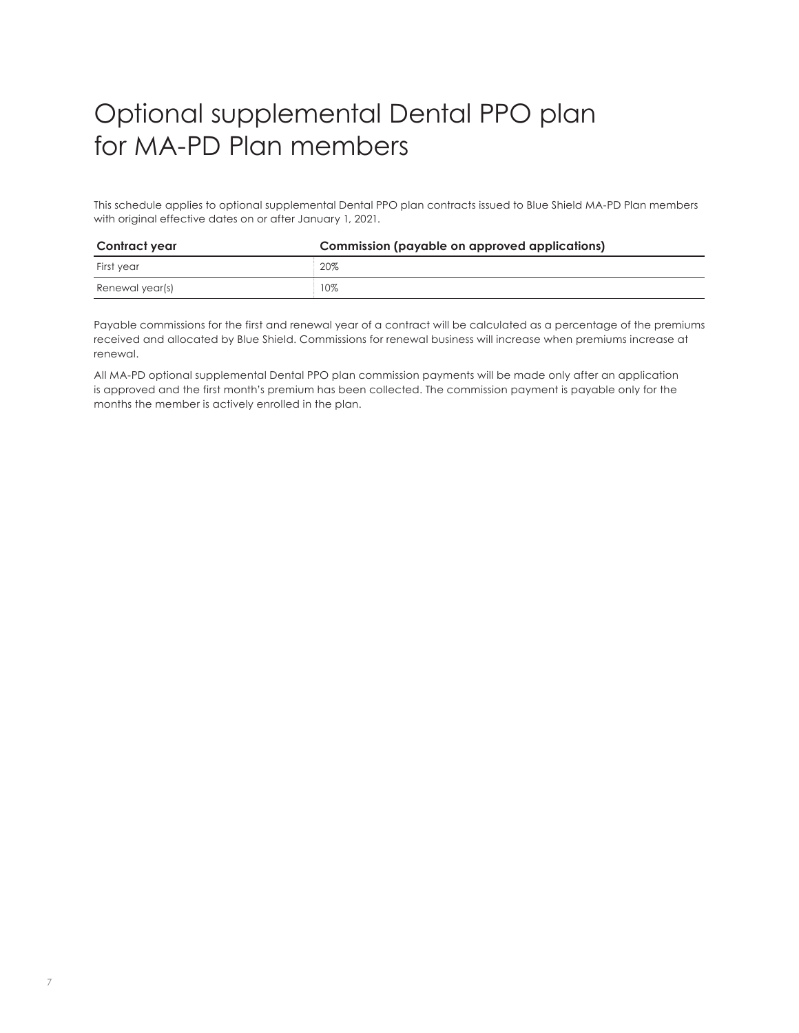# Optional supplemental Dental PPO plan for MA-PD Plan members

This schedule applies to optional supplemental Dental PPO plan contracts issued to Blue Shield MA-PD Plan members with original effective dates on or after January 1, 2021.

| Contract year | Commission (payable on approved applications) |
| --- | --- |
| First year | 20% |
| Renewal year(s) | 10% |

Payable commissions for the first and renewal year of a contract will be calculated as a percentage of the premiums received and allocated by Blue Shield. Commissions for renewal business will increase when premiums increase at renewal.

All MA-PD optional supplemental Dental PPO plan commission payments will be made only after an application is approved and the first month's premium has been collected. The commission payment is payable only for the months the member is actively enrolled in the plan.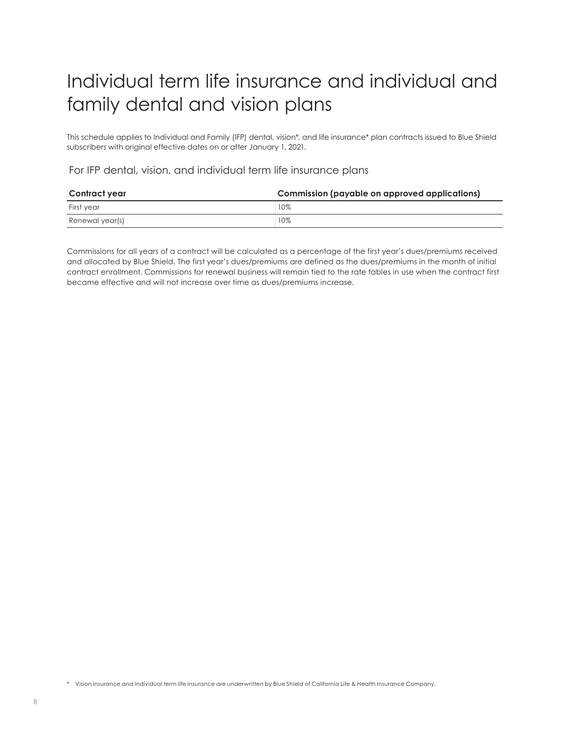# Individual term life insurance and individual and family dental and vision plans

This schedule applies to Individual and Family (IFP) dental, vision*, and life insurance* plan contracts issued to Blue Shield subscribers with original effective dates on or after January 1, 2021.

## For IFP dental, vision, and individual term life insurance plans

| Contract year | Commission (payable on approved applications) |
| --- | --- |
| First year | 10% |
| Renewal year(s) | 10% |

Commissions for all years of a contract will be calculated as a percentage of the first year's dues/premiums received and allocated by Blue Shield. The first year's dues/premiums are defined as the dues/premiums in the month of initial contract enrollment. Commissions for renewal business will remain tied to the rate tables in use when the contract first became effective and will not increase over time as dues/premiums increase.

\* Vision insurance and Individual term life insurance are underwritten by Blue Shield of California Life & Health Insurance Company.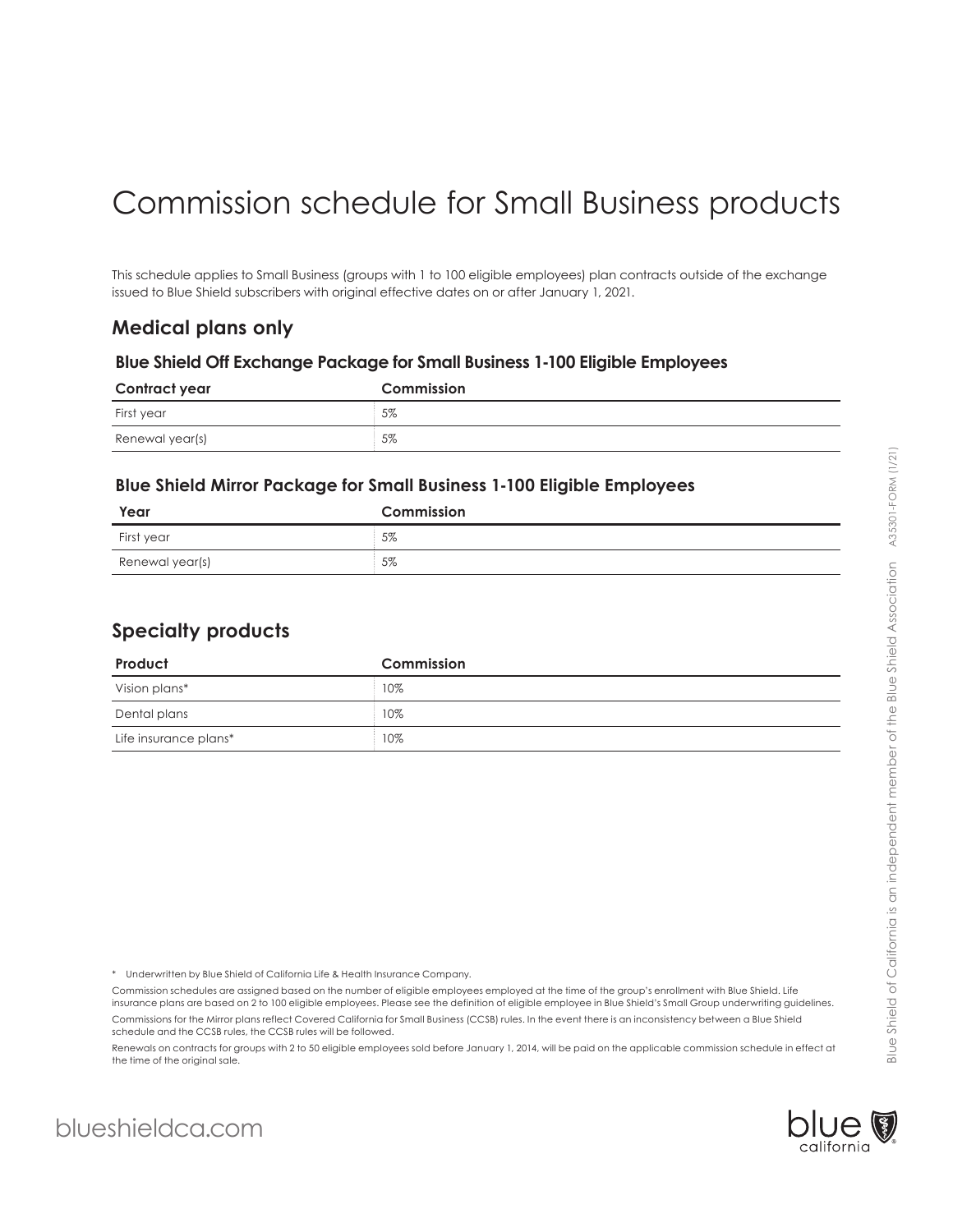# Commission schedule for Small Business products

This schedule applies to Small Business (groups with 1 to 100 eligible employees) plan contracts outside of the exchange issued to Blue Shield subscribers with original effective dates on or after January 1, 2021.

## Medical plans only

### Blue Shield Off Exchange Package for Small Business 1-100 Eligible Employees

| Contract year | Commission |
|---|---|
| First year | 5% |
| Renewal year(s) | 5% |

### Blue Shield Mirror Package for Small Business 1-100 Eligible Employees

| Year | Commission |
|---|---|
| First year | 5% |
| Renewal year(s) | 5% |

## Specialty products

| Product | Commission |
|---|---|
| Vision plans* | 10% |
| Dental plans | 10% |
| Life insurance plans* | 10% |

\* Underwritten by Blue Shield of California Life & Health Insurance Company.

Commission schedules are assigned based on the number of eligible employees employed at the time of the group's enrollment with Blue Shield. Life insurance plans are based on 2 to 100 eligible employees. Please see the definition of eligible employee in Blue Shield's Small Group underwriting guidelines.

Commissions for the Mirror plans reflect Covered California for Small Business (CCSB) rules. In the event there is an inconsistency between a Blue Shield schedule and the CCSB rules, the CCSB rules will be followed.

Renewals on contracts for groups with 2 to 50 eligible employees sold before January 1, 2014, will be paid on the applicable commission schedule in effect at the time of the original sale.

Blue Shield of California is an independent member of the Blue Shield Association A35301-FORM (1/21)

blueshieldca.com